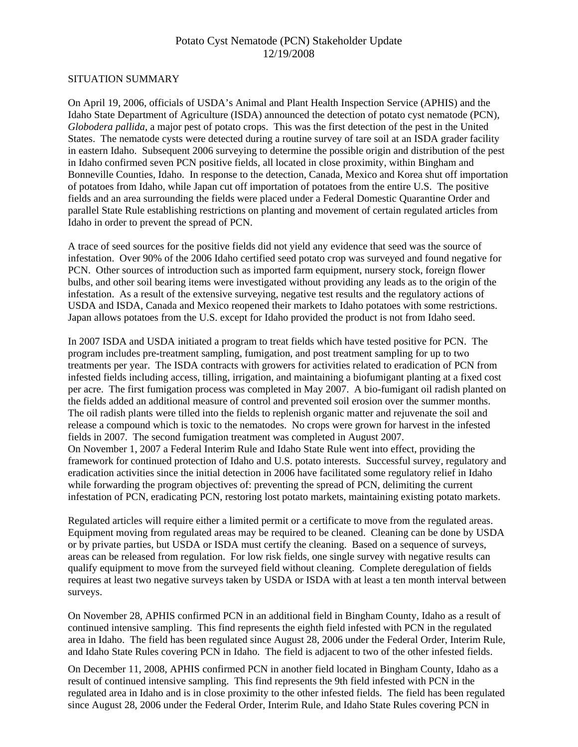# Potato Cyst Nematode (PCN) Stakeholder Update
12/19/2008

## SITUATION SUMMARY

On April 19, 2006, officials of USDA's Animal and Plant Health Inspection Service (APHIS) and the Idaho State Department of Agriculture (ISDA) announced the detection of potato cyst nematode (PCN), *Globodera pallida*, a major pest of potato crops. This was the first detection of the pest in the United States. The nematode cysts were detected during a routine survey of tare soil at an ISDA grader facility in eastern Idaho. Subsequent 2006 surveying to determine the possible origin and distribution of the pest in Idaho confirmed seven PCN positive fields, all located in close proximity, within Bingham and Bonneville Counties, Idaho. In response to the detection, Canada, Mexico and Korea shut off importation of potatoes from Idaho, while Japan cut off importation of potatoes from the entire U.S. The positive fields and an area surrounding the fields were placed under a Federal Domestic Quarantine Order and parallel State Rule establishing restrictions on planting and movement of certain regulated articles from Idaho in order to prevent the spread of PCN.

A trace of seed sources for the positive fields did not yield any evidence that seed was the source of infestation. Over 90% of the 2006 Idaho certified seed potato crop was surveyed and found negative for PCN. Other sources of introduction such as imported farm equipment, nursery stock, foreign flower bulbs, and other soil bearing items were investigated without providing any leads as to the origin of the infestation. As a result of the extensive surveying, negative test results and the regulatory actions of USDA and ISDA, Canada and Mexico reopened their markets to Idaho potatoes with some restrictions. Japan allows potatoes from the U.S. except for Idaho provided the product is not from Idaho seed.

In 2007 ISDA and USDA initiated a program to treat fields which have tested positive for PCN. The program includes pre-treatment sampling, fumigation, and post treatment sampling for up to two treatments per year. The ISDA contracts with growers for activities related to eradication of PCN from infested fields including access, tilling, irrigation, and maintaining a biofumigant planting at a fixed cost per acre. The first fumigation process was completed in May 2007. A bio-fumigant oil radish planted on the fields added an additional measure of control and prevented soil erosion over the summer months. The oil radish plants were tilled into the fields to replenish organic matter and rejuvenate the soil and release a compound which is toxic to the nematodes. No crops were grown for harvest in the infested fields in 2007. The second fumigation treatment was completed in August 2007.
On November 1, 2007 a Federal Interim Rule and Idaho State Rule went into effect, providing the framework for continued protection of Idaho and U.S. potato interests. Successful survey, regulatory and eradication activities since the initial detection in 2006 have facilitated some regulatory relief in Idaho while forwarding the program objectives of: preventing the spread of PCN, delimiting the current infestation of PCN, eradicating PCN, restoring lost potato markets, maintaining existing potato markets.

Regulated articles will require either a limited permit or a certificate to move from the regulated areas. Equipment moving from regulated areas may be required to be cleaned. Cleaning can be done by USDA or by private parties, but USDA or ISDA must certify the cleaning. Based on a sequence of surveys, areas can be released from regulation. For low risk fields, one single survey with negative results can qualify equipment to move from the surveyed field without cleaning. Complete deregulation of fields requires at least two negative surveys taken by USDA or ISDA with at least a ten month interval between surveys.

On November 28, APHIS confirmed PCN in an additional field in Bingham County, Idaho as a result of continued intensive sampling. This find represents the eighth field infested with PCN in the regulated area in Idaho. The field has been regulated since August 28, 2006 under the Federal Order, Interim Rule, and Idaho State Rules covering PCN in Idaho. The field is adjacent to two of the other infested fields.

On December 11, 2008, APHIS confirmed PCN in another field located in Bingham County, Idaho as a result of continued intensive sampling. This find represents the 9th field infested with PCN in the regulated area in Idaho and is in close proximity to the other infested fields. The field has been regulated since August 28, 2006 under the Federal Order, Interim Rule, and Idaho State Rules covering PCN in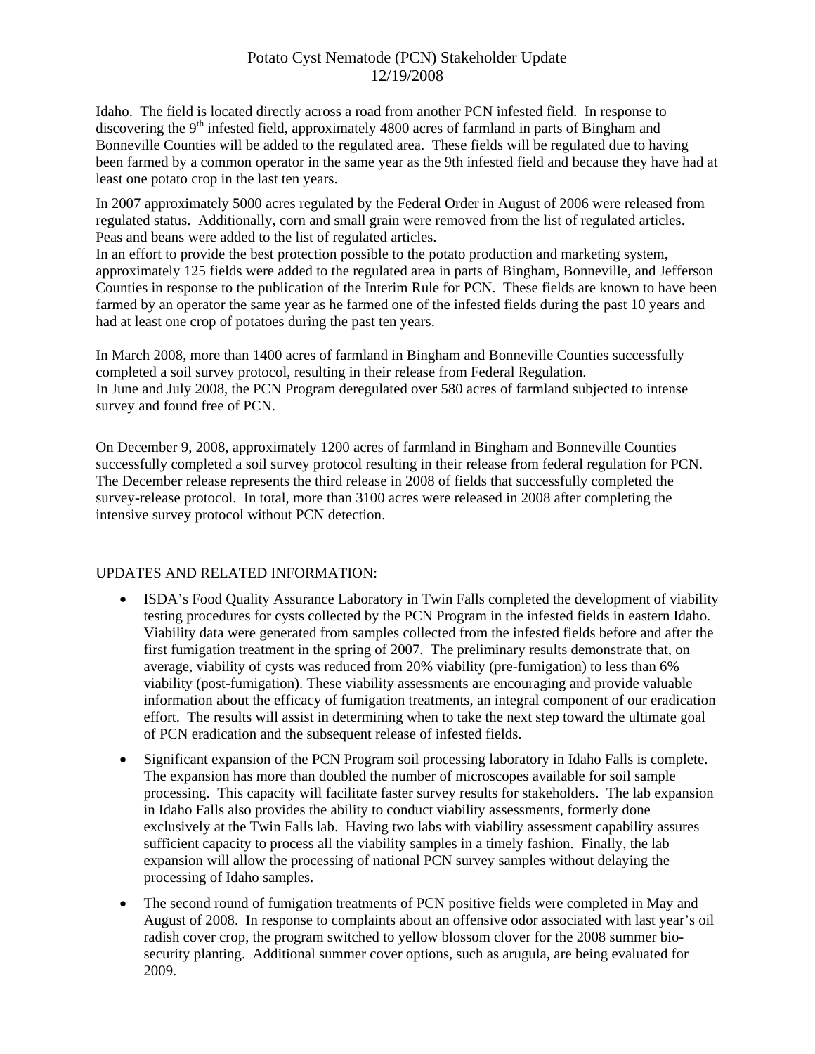Idaho. The field is located directly across a road from another PCN infested field. In response to discovering the 9th infested field, approximately 4800 acres of farmland in parts of Bingham and Bonneville Counties will be added to the regulated area. These fields will be regulated due to having been farmed by a common operator in the same year as the 9th infested field and because they have had at least one potato crop in the last ten years.

In 2007 approximately 5000 acres regulated by the Federal Order in August of 2006 were released from regulated status. Additionally, corn and small grain were removed from the list of regulated articles. Peas and beans were added to the list of regulated articles.
In an effort to provide the best protection possible to the potato production and marketing system, approximately 125 fields were added to the regulated area in parts of Bingham, Bonneville, and Jefferson Counties in response to the publication of the Interim Rule for PCN. These fields are known to have been farmed by an operator the same year as he farmed one of the infested fields during the past 10 years and had at least one crop of potatoes during the past ten years.

In March 2008, more than 1400 acres of farmland in Bingham and Bonneville Counties successfully completed a soil survey protocol, resulting in their release from Federal Regulation.
In June and July 2008, the PCN Program deregulated over 580 acres of farmland subjected to intense survey and found free of PCN.

On December 9, 2008, approximately 1200 acres of farmland in Bingham and Bonneville Counties successfully completed a soil survey protocol resulting in their release from federal regulation for PCN. The December release represents the third release in 2008 of fields that successfully completed the survey-release protocol. In total, more than 3100 acres were released in 2008 after completing the intensive survey protocol without PCN detection.

UPDATES AND RELATED INFORMATION:

- ISDA's Food Quality Assurance Laboratory in Twin Falls completed the development of viability testing procedures for cysts collected by the PCN Program in the infested fields in eastern Idaho. Viability data were generated from samples collected from the infested fields before and after the first fumigation treatment in the spring of 2007. The preliminary results demonstrate that, on average, viability of cysts was reduced from 20% viability (pre-fumigation) to less than 6% viability (post-fumigation). These viability assessments are encouraging and provide valuable information about the efficacy of fumigation treatments, an integral component of our eradication effort. The results will assist in determining when to take the next step toward the ultimate goal of PCN eradication and the subsequent release of infested fields.
- Significant expansion of the PCN Program soil processing laboratory in Idaho Falls is complete. The expansion has more than doubled the number of microscopes available for soil sample processing. This capacity will facilitate faster survey results for stakeholders. The lab expansion in Idaho Falls also provides the ability to conduct viability assessments, formerly done exclusively at the Twin Falls lab. Having two labs with viability assessment capability assures sufficient capacity to process all the viability samples in a timely fashion. Finally, the lab expansion will allow the processing of national PCN survey samples without delaying the processing of Idaho samples.
- The second round of fumigation treatments of PCN positive fields were completed in May and August of 2008. In response to complaints about an offensive odor associated with last year's oil radish cover crop, the program switched to yellow blossom clover for the 2008 summer bio-security planting. Additional summer cover options, such as arugula, are being evaluated for 2009.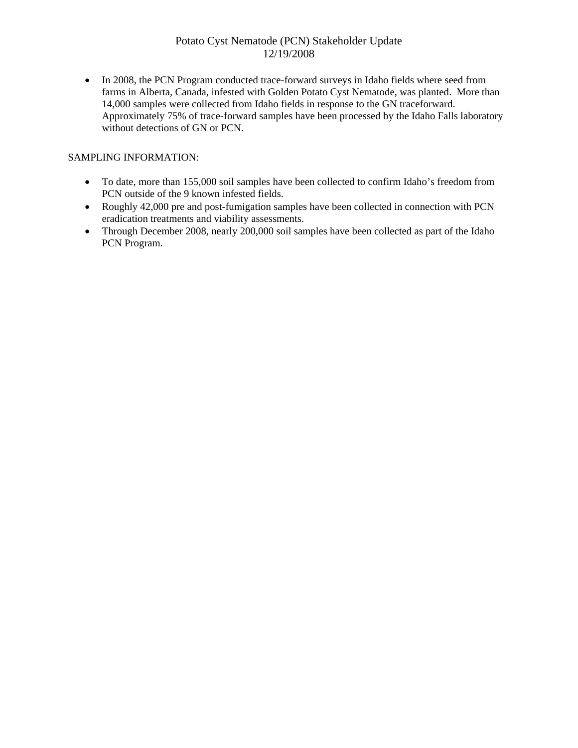Potato Cyst Nematode (PCN) Stakeholder Update
12/19/2008

- In 2008, the PCN Program conducted trace-forward surveys in Idaho fields where seed from farms in Alberta, Canada, infested with Golden Potato Cyst Nematode, was planted. More than 14,000 samples were collected from Idaho fields in response to the GN traceforward. Approximately 75% of trace-forward samples have been processed by the Idaho Falls laboratory without detections of GN or PCN.

SAMPLING INFORMATION:

- To date, more than 155,000 soil samples have been collected to confirm Idaho's freedom from PCN outside of the 9 known infested fields.
- Roughly 42,000 pre and post-fumigation samples have been collected in connection with PCN eradication treatments and viability assessments.
- Through December 2008, nearly 200,000 soil samples have been collected as part of the Idaho PCN Program.